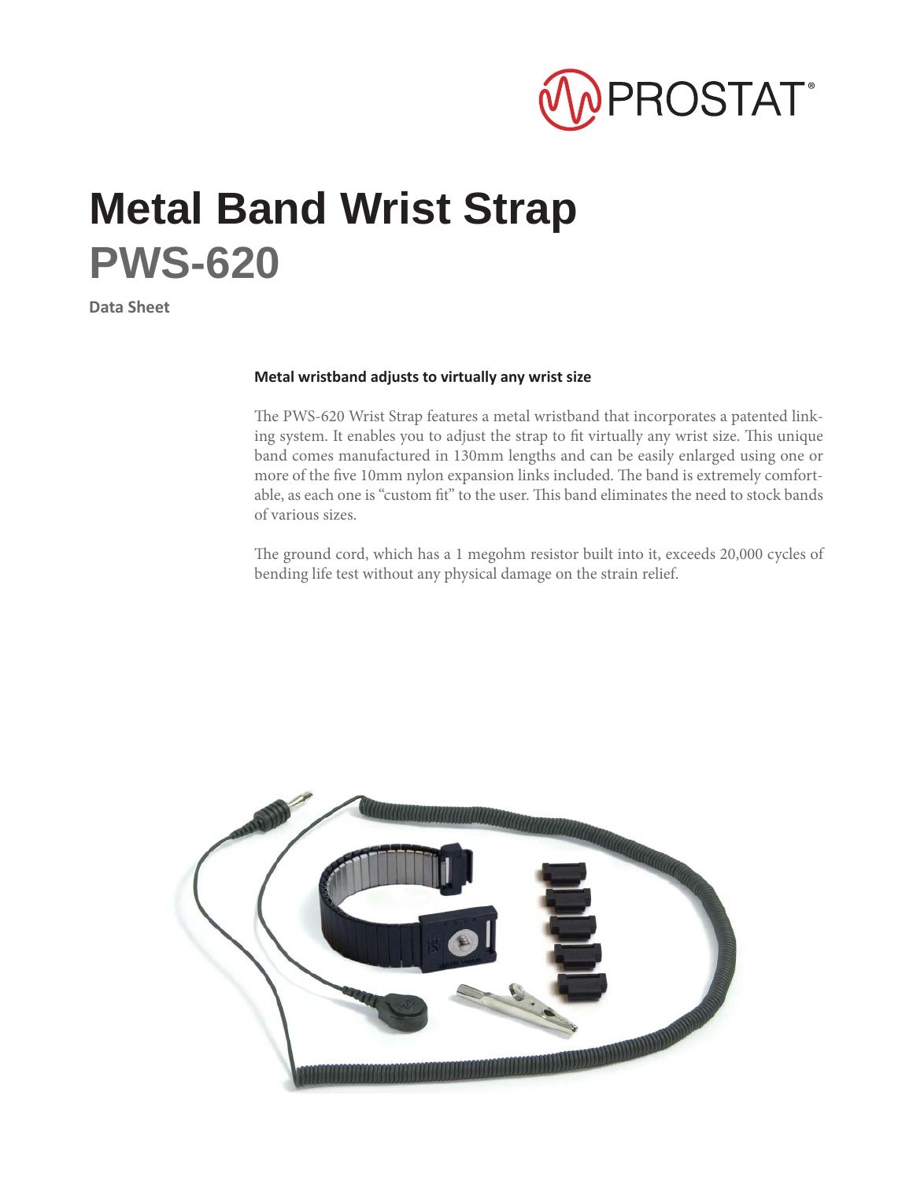PROSTAT®

# Metal Band Wrist Strap
## PWS-620

**Data Sheet**

### Metal wristband adjusts to virtually any wrist size

The PWS-620 Wrist Strap features a metal wristband that incorporates a patented linking system. It enables you to adjust the strap to fit virtually any wrist size. This unique band comes manufactured in 130mm lengths and can be easily enlarged using one or more of the five 10mm nylon expansion links included. The band is extremely comfortable, as each one is "custom fit" to the user. This band eliminates the need to stock bands of various sizes.

The ground cord, which has a 1 megohm resistor built into it, exceeds 20,000 cycles of bending life test without any physical damage on the strain relief.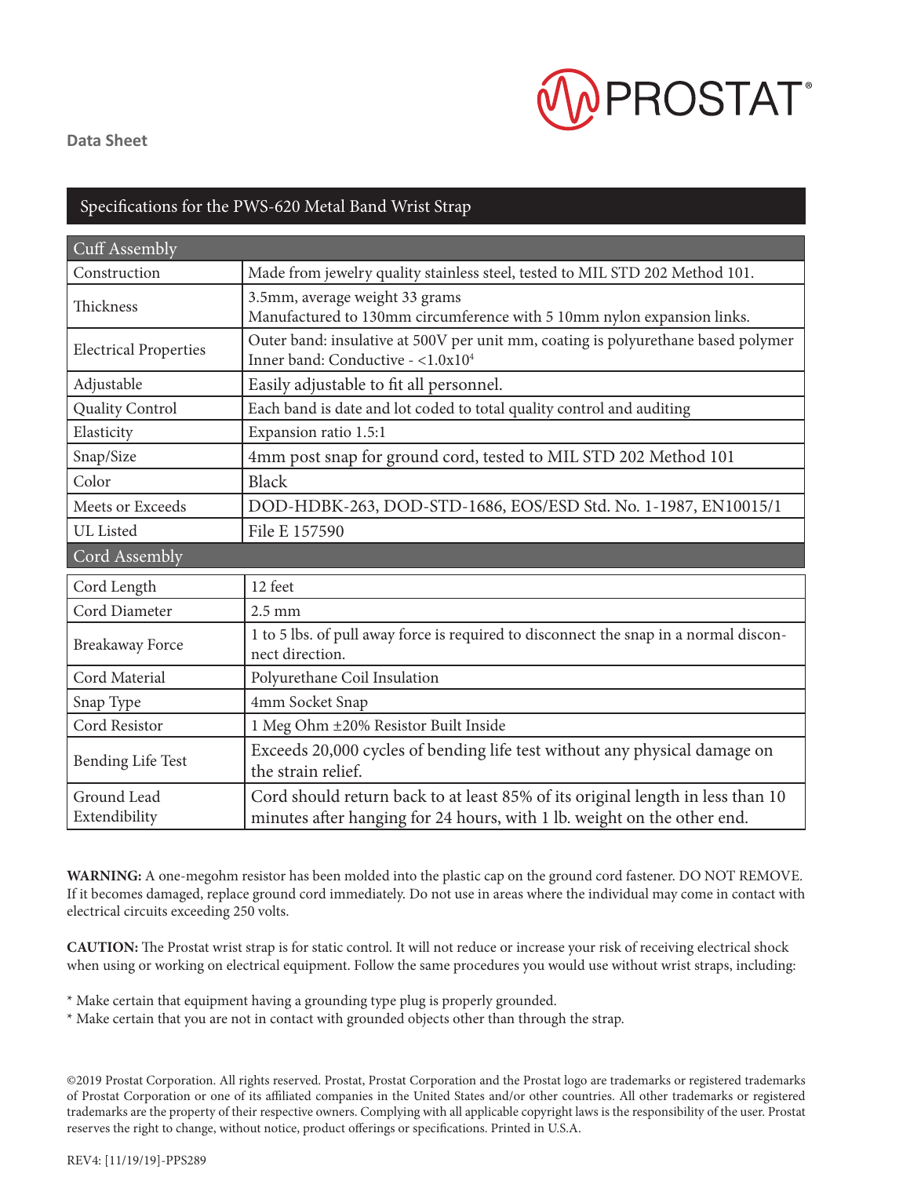Data Sheet

## Specifications for the PWS-620 Metal Band Wrist Strap

| Cuff Assembly | |
|---|---|
| Construction | Made from jewelry quality stainless steel, tested to MIL STD 202 Method 101. |
| Thickness | 3.5mm, average weight 33 grams<br>Manufactured to 130mm circumference with 5 10mm nylon expansion links. |
| Electrical Properties | Outer band: insulative at 500V per unit mm, coating is polyurethane based polymer<br>Inner band: Conductive - <$1.0x10^4$ |
| Adjustable | Easily adjustable to fit all personnel. |
| Quality Control | Each band is date and lot coded to total quality control and auditing |
| Elasticity | Expansion ratio 1.5:1 |
| Snap/Size | 4mm post snap for ground cord, tested to MIL STD 202 Method 101 |
| Color | Black |
| Meets or Exceeds | DOD-HDBK-263, DOD-STD-1686, EOS/ESD Std. No. 1-1987, EN10015/1 |
| UL Listed | File E 157590 |
| **Cord Assembly** | |
| Cord Length | 12 feet |
| Cord Diameter | 2.5 mm |
| Breakaway Force | 1 to 5 lbs. of pull away force is required to disconnect the snap in a normal disconnect direction. |
| Cord Material | Polyurethane Coil Insulation |
| Snap Type | 4mm Socket Snap |
| Cord Resistor | 1 Meg Ohm ±20% Resistor Built Inside |
| Bending Life Test | Exceeds 20,000 cycles of bending life test without any physical damage on the strain relief. |
| Ground Lead Extendibility | Cord should return back to at least 85% of its original length in less than 10 minutes after hanging for 24 hours, with 1 lb. weight on the other end. |

**WARNING:** A one-megohm resistor has been molded into the plastic cap on the ground cord fastener. DO NOT REMOVE. If it becomes damaged, replace ground cord immediately. Do not use in areas where the individual may come in contact with electrical circuits exceeding 250 volts.

**CAUTION:** The Prostat wrist strap is for static control. It will not reduce or increase your risk of receiving electrical shock when using or working on electrical equipment. Follow the same procedures you would use without wrist straps, including:

* Make certain that equipment having a grounding type plug is properly grounded.
* Make certain that you are not in contact with grounded objects other than through the strap.

©2019 Prostat Corporation. All rights reserved. Prostat, Prostat Corporation and the Prostat logo are trademarks or registered trademarks of Prostat Corporation or one of its affiliated companies in the United States and/or other countries. All other trademarks or registered trademarks are the property of their respective owners. Complying with all applicable copyright laws is the responsibility of the user. Prostat reserves the right to change, without notice, product offerings or specifications. Printed in U.S.A.

REV4: [11/19/19]-PPS289